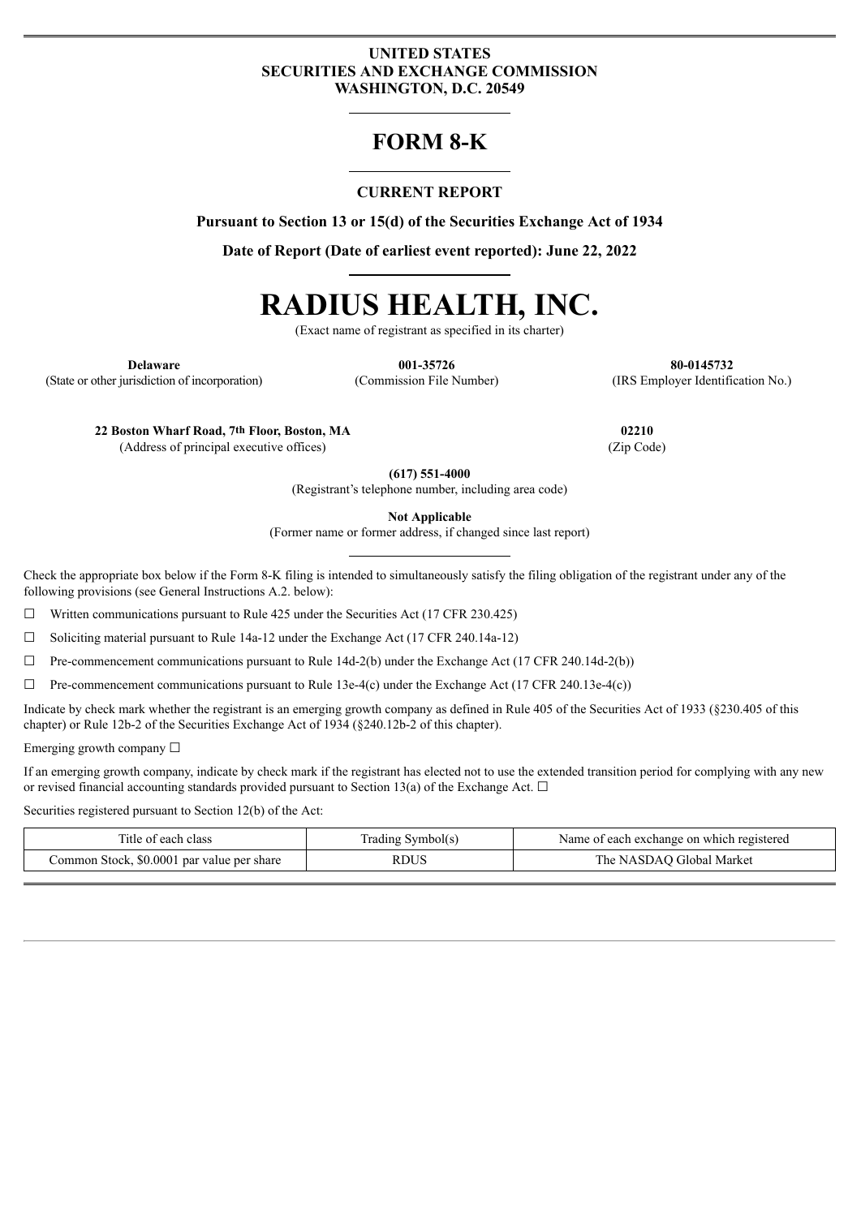**UNITED STATES**
**SECURITIES AND EXCHANGE COMMISSION**
**WASHINGTON, D.C. 20549**

# FORM 8-K

**CURRENT REPORT**

**Pursuant to Section 13 or 15(d) of the Securities Exchange Act of 1934**

**Date of Report (Date of earliest event reported): June 22, 2022**

# RADIUS HEALTH, INC.

(Exact name of registrant as specified in its charter)

| **Delaware** | **001-35726** | **80-0145732** |
|---|---|---|
| (State or other jurisdiction of incorporation) | (Commission File Number) | (IRS Employer Identification No.) |

| **22 Boston Wharf Road, 7th Floor, Boston, MA** | **02210** |
|---|---|
| (Address of principal executive offices) | (Zip Code) |

**(617) 551-4000**
(Registrant's telephone number, including area code)

**Not Applicable**
(Former name or former address, if changed since last report)

Check the appropriate box below if the Form 8-K filing is intended to simultaneously satisfy the filing obligation of the registrant under any of the following provisions (see General Instructions A.2. below):

☐ Written communications pursuant to Rule 425 under the Securities Act (17 CFR 230.425)

☐ Soliciting material pursuant to Rule 14a-12 under the Exchange Act (17 CFR 240.14a-12)

☐ Pre-commencement communications pursuant to Rule 14d-2(b) under the Exchange Act (17 CFR 240.14d-2(b))

☐ Pre-commencement communications pursuant to Rule 13e-4(c) under the Exchange Act (17 CFR 240.13e-4(c))

Indicate by check mark whether the registrant is an emerging growth company as defined in Rule 405 of the Securities Act of 1933 (§230.405 of this chapter) or Rule 12b-2 of the Securities Exchange Act of 1934 (§240.12b-2 of this chapter).

Emerging growth company ☐

If an emerging growth company, indicate by check mark if the registrant has elected not to use the extended transition period for complying with any new or revised financial accounting standards provided pursuant to Section 13(a) of the Exchange Act. ☐

Securities registered pursuant to Section 12(b) of the Act:

| Title of each class | Trading Symbol(s) | Name of each exchange on which registered |
|---|---|---|
| Common Stock, $0.0001 par value per share | RDUS | The NASDAQ Global Market |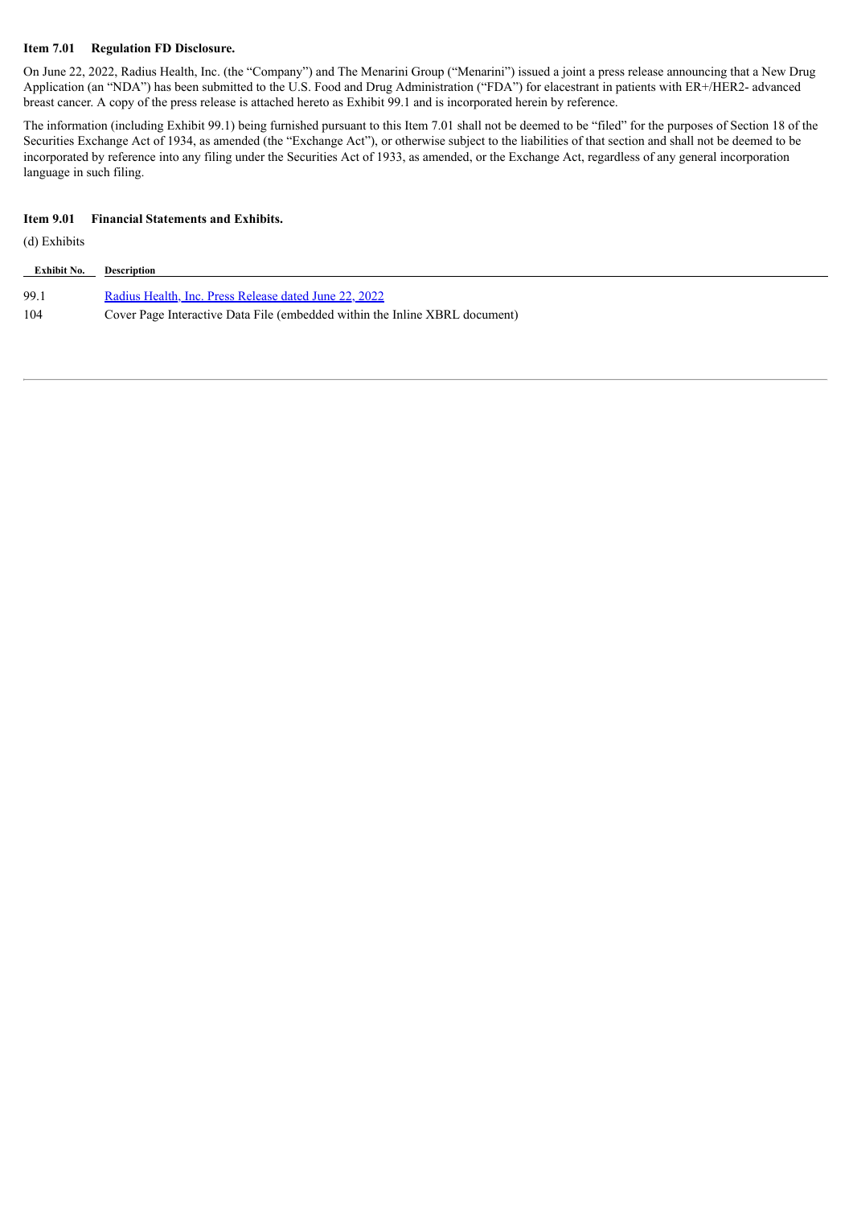**Item 7.01 Regulation FD Disclosure.**

On June 22, 2022, Radius Health, Inc. (the "Company") and The Menarini Group ("Menarini") issued a joint a press release announcing that a New Drug Application (an "NDA") has been submitted to the U.S. Food and Drug Administration ("FDA") for elacestrant in patients with ER+/HER2- advanced breast cancer. A copy of the press release is attached hereto as Exhibit 99.1 and is incorporated herein by reference.

The information (including Exhibit 99.1) being furnished pursuant to this Item 7.01 shall not be deemed to be "filed" for the purposes of Section 18 of the Securities Exchange Act of 1934, as amended (the "Exchange Act"), or otherwise subject to the liabilities of that section and shall not be deemed to be incorporated by reference into any filing under the Securities Act of 1933, as amended, or the Exchange Act, regardless of any general incorporation language in such filing.

**Item 9.01 Financial Statements and Exhibits.**

(d) Exhibits

| Exhibit No. | Description |
|---|---|
| 99.1 | Radius Health, Inc. Press Release dated June 22, 2022 |
| 104 | Cover Page Interactive Data File (embedded within the Inline XBRL document) |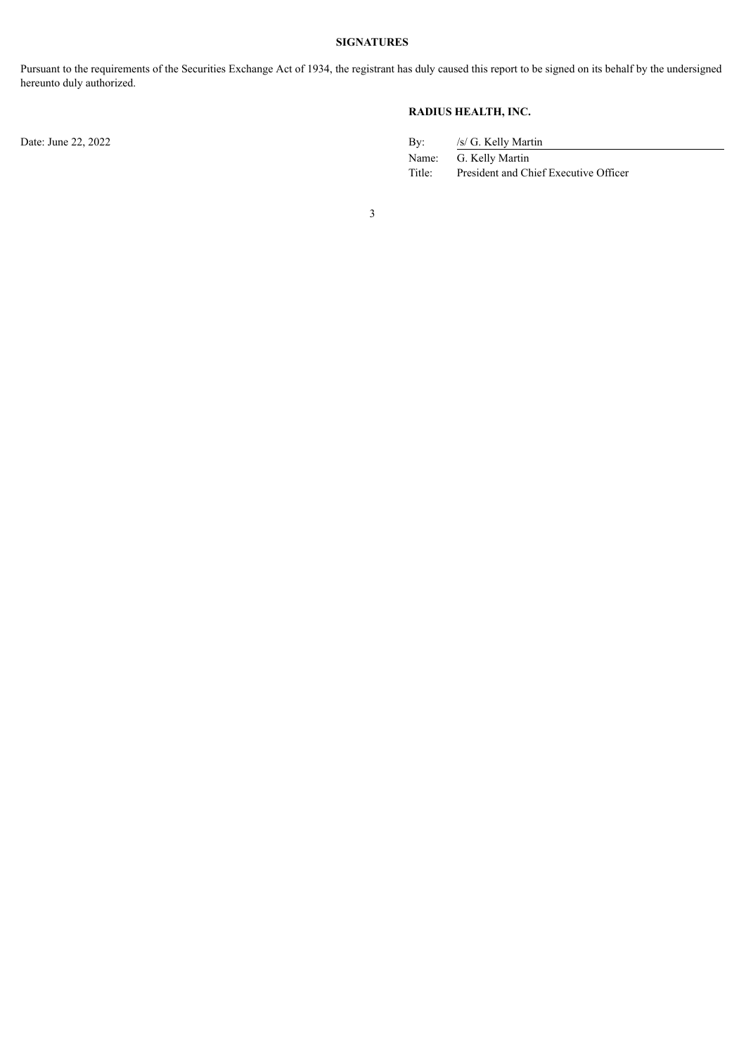**SIGNATURES**

Pursuant to the requirements of the Securities Exchange Act of 1934, the registrant has duly caused this report to be signed on its behalf by the undersigned hereunto duly authorized.

**RADIUS HEALTH, INC.**

Date: June 22, 2022

| | |
|---|---|
| By: | /s/ G. Kelly Martin |
| Name: | G. Kelly Martin |
| Title: | President and Chief Executive Officer |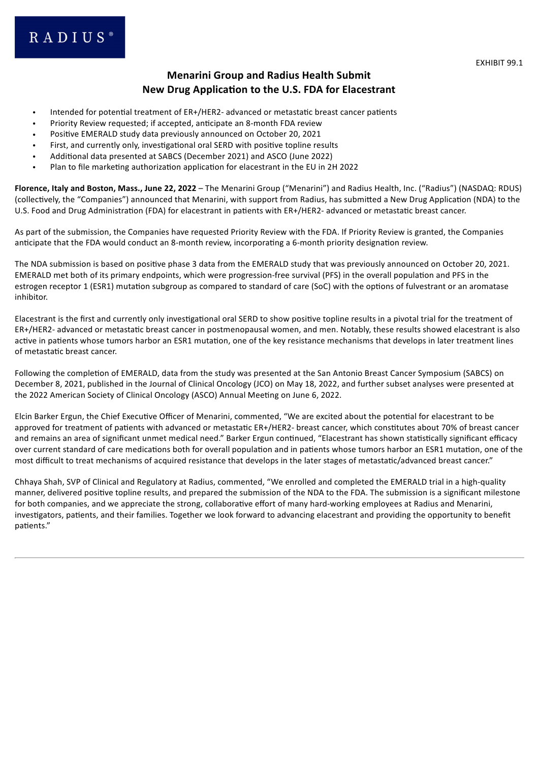RADIUS®

EXHIBIT 99.1

# Menarini Group and Radius Health Submit New Drug Application to the U.S. FDA for Elacestrant

- Intended for potential treatment of ER+/HER2- advanced or metastatic breast cancer patients
- Priority Review requested; if accepted, anticipate an 8-month FDA review
- Positive EMERALD study data previously announced on October 20, 2021
- First, and currently only, investigational oral SERD with positive topline results
- Additional data presented at SABCS (December 2021) and ASCO (June 2022)
- Plan to file marketing authorization application for elacestrant in the EU in 2H 2022

**Florence, Italy and Boston, Mass., June 22, 2022** – The Menarini Group ("Menarini") and Radius Health, Inc. ("Radius") (NASDAQ: RDUS) (collectively, the "Companies") announced that Menarini, with support from Radius, has submitted a New Drug Application (NDA) to the U.S. Food and Drug Administration (FDA) for elacestrant in patients with ER+/HER2- advanced or metastatic breast cancer.

As part of the submission, the Companies have requested Priority Review with the FDA. If Priority Review is granted, the Companies anticipate that the FDA would conduct an 8-month review, incorporating a 6-month priority designation review.

The NDA submission is based on positive phase 3 data from the EMERALD study that was previously announced on October 20, 2021. EMERALD met both of its primary endpoints, which were progression-free survival (PFS) in the overall population and PFS in the estrogen receptor 1 (ESR1) mutation subgroup as compared to standard of care (SoC) with the options of fulvestrant or an aromatase inhibitor.

Elacestrant is the first and currently only investigational oral SERD to show positive topline results in a pivotal trial for the treatment of ER+/HER2- advanced or metastatic breast cancer in postmenopausal women, and men. Notably, these results showed elacestrant is also active in patients whose tumors harbor an ESR1 mutation, one of the key resistance mechanisms that develops in later treatment lines of metastatic breast cancer.

Following the completion of EMERALD, data from the study was presented at the San Antonio Breast Cancer Symposium (SABCS) on December 8, 2021, published in the Journal of Clinical Oncology (JCO) on May 18, 2022, and further subset analyses were presented at the 2022 American Society of Clinical Oncology (ASCO) Annual Meeting on June 6, 2022.

Elcin Barker Ergun, the Chief Executive Officer of Menarini, commented, "We are excited about the potential for elacestrant to be approved for treatment of patients with advanced or metastatic ER+/HER2- breast cancer, which constitutes about 70% of breast cancer and remains an area of significant unmet medical need." Barker Ergun continued, "Elacestrant has shown statistically significant efficacy over current standard of care medications both for overall population and in patients whose tumors harbor an ESR1 mutation, one of the most difficult to treat mechanisms of acquired resistance that develops in the later stages of metastatic/advanced breast cancer."

Chhaya Shah, SVP of Clinical and Regulatory at Radius, commented, "We enrolled and completed the EMERALD trial in a high-quality manner, delivered positive topline results, and prepared the submission of the NDA to the FDA. The submission is a significant milestone for both companies, and we appreciate the strong, collaborative effort of many hard-working employees at Radius and Menarini, investigators, patients, and their families. Together we look forward to advancing elacestrant and providing the opportunity to benefit patients."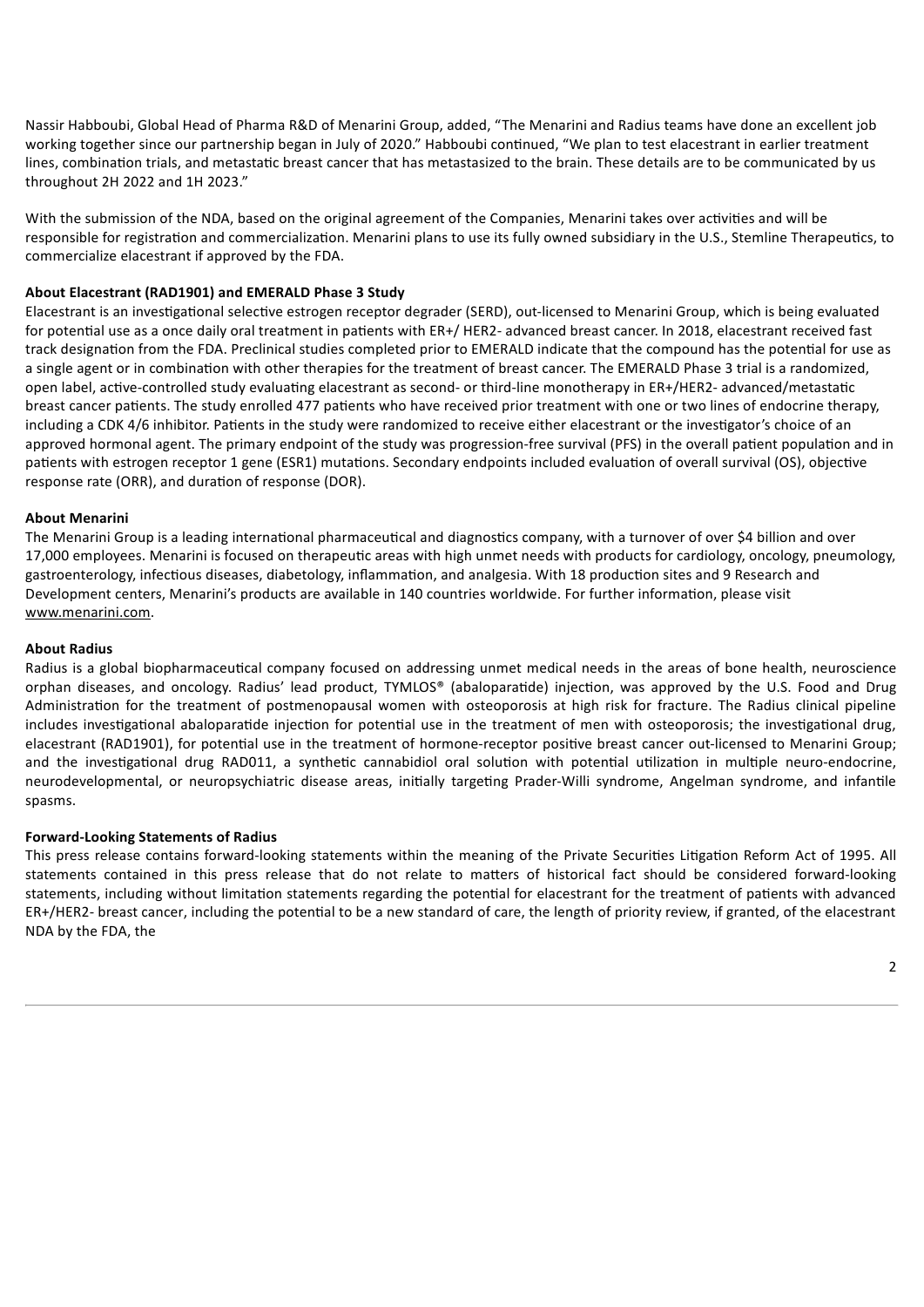Nassir Habboubi, Global Head of Pharma R&D of Menarini Group, added, "The Menarini and Radius teams have done an excellent job working together since our partnership began in July of 2020." Habboubi continued, "We plan to test elacestrant in earlier treatment lines, combination trials, and metastatic breast cancer that has metastasized to the brain. These details are to be communicated by us throughout 2H 2022 and 1H 2023."

With the submission of the NDA, based on the original agreement of the Companies, Menarini takes over activities and will be responsible for registration and commercialization. Menarini plans to use its fully owned subsidiary in the U.S., Stemline Therapeutics, to commercialize elacestrant if approved by the FDA.

**About Elacestrant (RAD1901) and EMERALD Phase 3 Study**

Elacestrant is an investigational selective estrogen receptor degrader (SERD), out-licensed to Menarini Group, which is being evaluated for potential use as a once daily oral treatment in patients with ER+/ HER2- advanced breast cancer. In 2018, elacestrant received fast track designation from the FDA. Preclinical studies completed prior to EMERALD indicate that the compound has the potential for use as a single agent or in combination with other therapies for the treatment of breast cancer. The EMERALD Phase 3 trial is a randomized, open label, active-controlled study evaluating elacestrant as second- or third-line monotherapy in ER+/HER2- advanced/metastatic breast cancer patients. The study enrolled 477 patients who have received prior treatment with one or two lines of endocrine therapy, including a CDK 4/6 inhibitor. Patients in the study were randomized to receive either elacestrant or the investigator's choice of an approved hormonal agent. The primary endpoint of the study was progression-free survival (PFS) in the overall patient population and in patients with estrogen receptor 1 gene (ESR1) mutations. Secondary endpoints included evaluation of overall survival (OS), objective response rate (ORR), and duration of response (DOR).

**About Menarini**

The Menarini Group is a leading international pharmaceutical and diagnostics company, with a turnover of over $4 billion and over 17,000 employees. Menarini is focused on therapeutic areas with high unmet needs with products for cardiology, oncology, pneumology, gastroenterology, infectious diseases, diabetology, inflammation, and analgesia. With 18 production sites and 9 Research and Development centers, Menarini's products are available in 140 countries worldwide. For further information, please visit www.menarini.com.

**About Radius**

Radius is a global biopharmaceutical company focused on addressing unmet medical needs in the areas of bone health, neuroscience orphan diseases, and oncology. Radius' lead product, TYMLOS® (abaloparatide) injection, was approved by the U.S. Food and Drug Administration for the treatment of postmenopausal women with osteoporosis at high risk for fracture. The Radius clinical pipeline includes investigational abaloparatide injection for potential use in the treatment of men with osteoporosis; the investigational drug, elacestrant (RAD1901), for potential use in the treatment of hormone-receptor positive breast cancer out-licensed to Menarini Group; and the investigational drug RAD011, a synthetic cannabidiol oral solution with potential utilization in multiple neuro-endocrine, neurodevelopmental, or neuropsychiatric disease areas, initially targeting Prader-Willi syndrome, Angelman syndrome, and infantile spasms.

**Forward-Looking Statements of Radius**

This press release contains forward-looking statements within the meaning of the Private Securities Litigation Reform Act of 1995. All statements contained in this press release that do not relate to matters of historical fact should be considered forward-looking statements, including without limitation statements regarding the potential for elacestrant for the treatment of patients with advanced ER+/HER2- breast cancer, including the potential to be a new standard of care, the length of priority review, if granted, of the elacestrant NDA by the FDA, the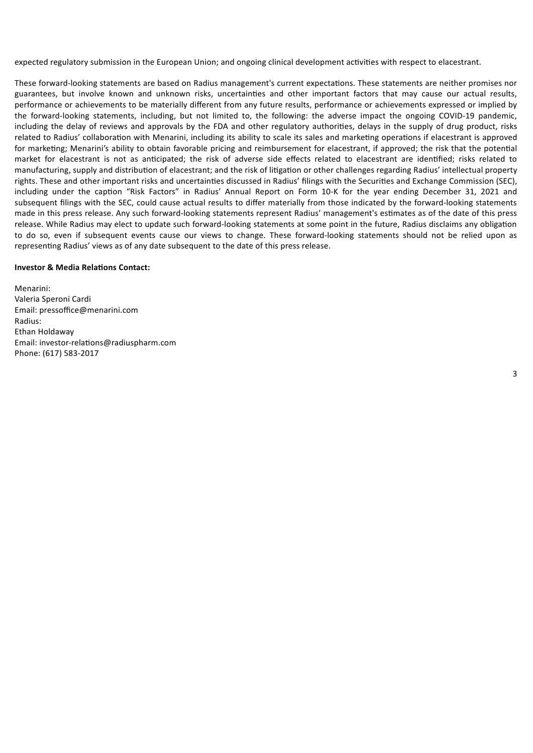expected regulatory submission in the European Union; and ongoing clinical development activities with respect to elacestrant.

These forward-looking statements are based on Radius management's current expectations. These statements are neither promises nor guarantees, but involve known and unknown risks, uncertainties and other important factors that may cause our actual results, performance or achievements to be materially different from any future results, performance or achievements expressed or implied by the forward-looking statements, including, but not limited to, the following: the adverse impact the ongoing COVID-19 pandemic, including the delay of reviews and approvals by the FDA and other regulatory authorities, delays in the supply of drug product, risks related to Radius' collaboration with Menarini, including its ability to scale its sales and marketing operations if elacestrant is approved for marketing; Menarini's ability to obtain favorable pricing and reimbursement for elacestrant, if approved; the risk that the potential market for elacestrant is not as anticipated; the risk of adverse side effects related to elacestrant are identified; risks related to manufacturing, supply and distribution of elacestrant; and the risk of litigation or other challenges regarding Radius' intellectual property rights. These and other important risks and uncertainties discussed in Radius' filings with the Securities and Exchange Commission (SEC), including under the caption "Risk Factors" in Radius' Annual Report on Form 10-K for the year ending December 31, 2021 and subsequent filings with the SEC, could cause actual results to differ materially from those indicated by the forward-looking statements made in this press release. Any such forward-looking statements represent Radius' management's estimates as of the date of this press release. While Radius may elect to update such forward-looking statements at some point in the future, Radius disclaims any obligation to do so, even if subsequent events cause our views to change. These forward-looking statements should not be relied upon as representing Radius' views as of any date subsequent to the date of this press release.

**Investor & Media Relations Contact:**

Menarini:
Valeria Speroni Cardi
Email: pressoffice@menarini.com
Radius:
Ethan Holdaway
Email: investor-relations@radiuspharm.com
Phone: (617) 583-2017